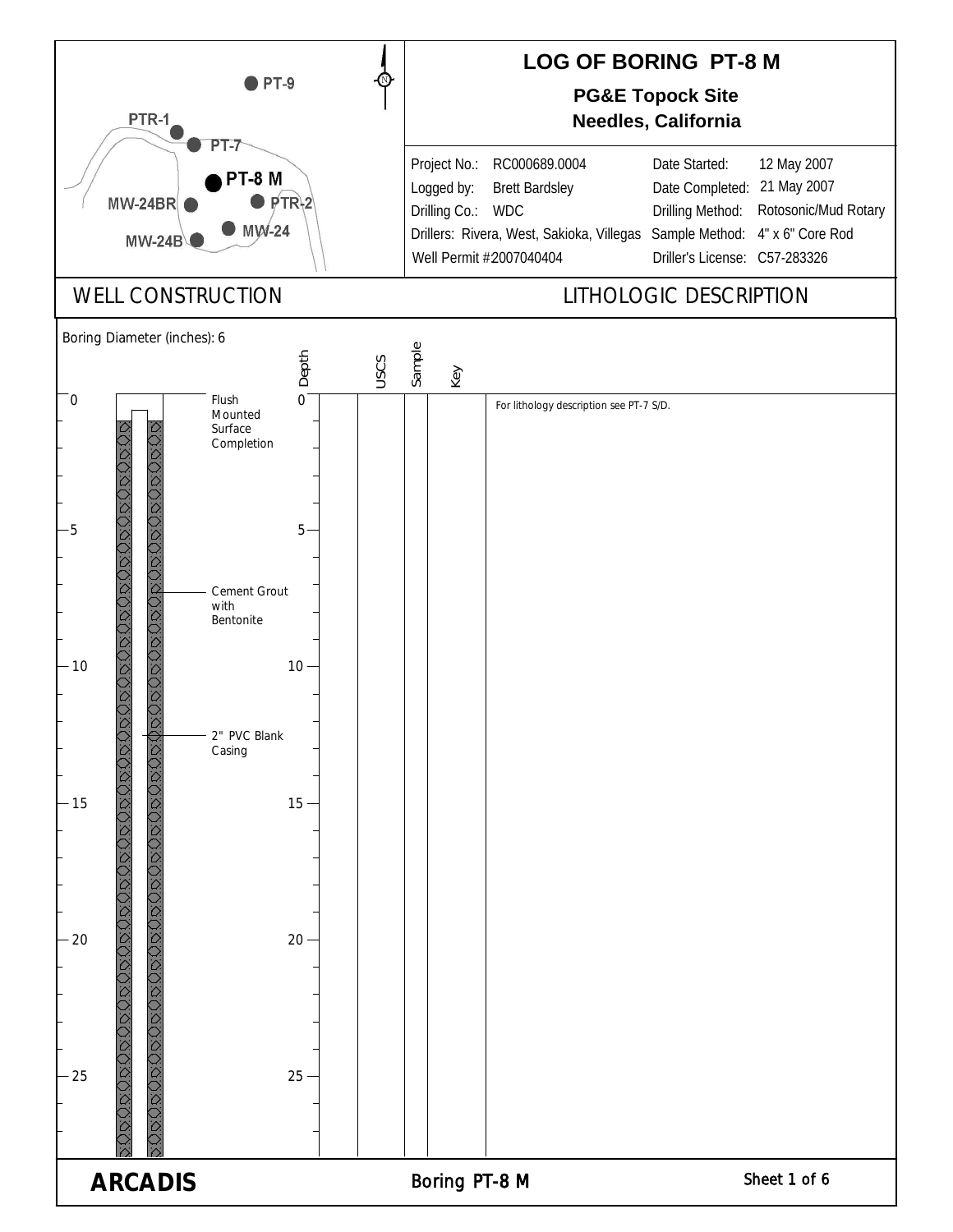# LOG OF BORING PT-8 M

**PG&E Topock Site**
**Needles, California**

PT-9
PTR-1
PT-7
PT-8 M
MW-24BR
PTR-2
MW-24
MW-24B

| | | | |
|---|---|---|---|
| Project No.: | RC000689.0004 | Date Started: | 12 May 2007 |
| Logged by: | Brett Bardsley | Date Completed: | 21 May 2007 |
| Drilling Co.: | WDC | Drilling Method: | Rotosonic/Mud Rotary |
| Drillers: | Rivera, West, Sakioka, Villegas | Sample Method: | 4" x 6" Core Rod |
| Well Permit #2007040404 | | Driller's License: | C57-283326 |

## WELL CONSTRUCTION

Boring Diameter (inches): 6

- 0: Flush Mounted Surface Completion
- Cement Grout with Bentonite
- 2" PVC Blank Casing

## LITHOLOGIC DESCRIPTION

| Depth | USCS | Sample | Key | Description |
|---|---|---|---|---|
| 0 | | | | For lithology description see PT-7 S/D. |
| 5 | | | | |
| 10 | | | | |
| 15 | | | | |
| 20 | | | | |
| 25 | | | | |

**ARCADIS**

Boring PT-8 M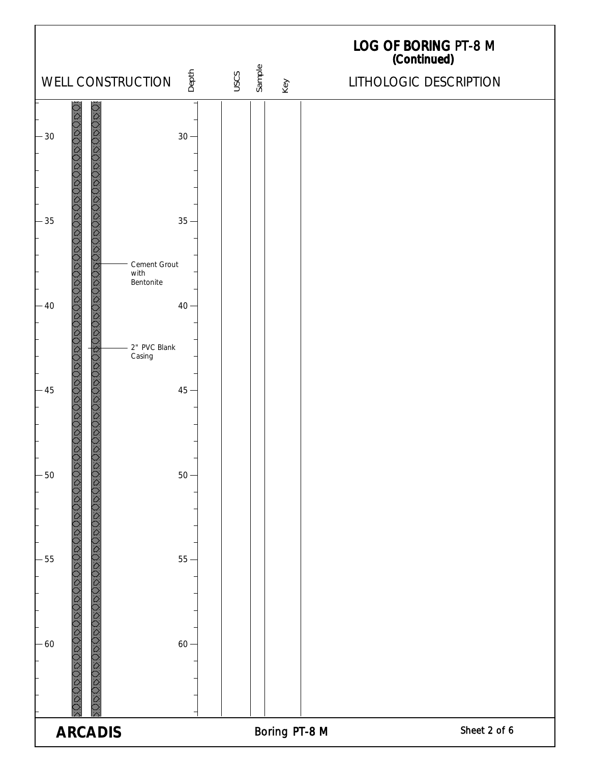# LOG OF BORING PT-8 M (Continued)

| WELL CONSTRUCTION | Depth | USCS | Sample | Key | LITHOLOGIC DESCRIPTION |
|---|---|---|---|---|---|
| 30 | 30 | | | | |
| 35 | 35 | | | | |
| Cement Grout with Bentonite | | | | | |
| 40 | 40 | | | | |
| 2" PVC Blank Casing | | | | | |
| 45 | 45 | | | | |
| 50 | 50 | | | | |
| 55 | 55 | | | | |
| 60 | 60 | | | | |

ARCADIS

Boring PT-8 M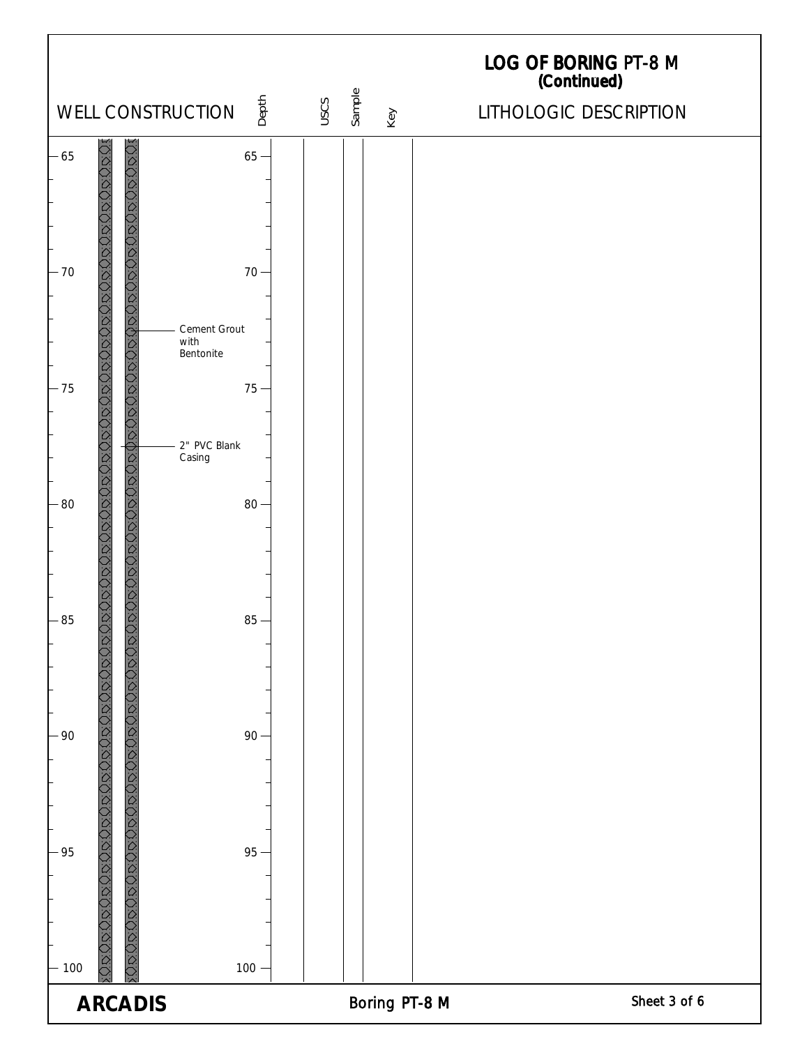# LOG OF BORING PT-8 M
## (Continued)

| WELL CONSTRUCTION | Depth | USCS | Sample | Key | LITHOLOGIC DESCRIPTION |
|---|---|---|---|---|---|
| 65 | 65 | | | | |
| 70 | 70 | | | | |
| Cement Grout with Bentonite | | | | | |
| 75 | 75 | | | | |
| 2" PVC Blank Casing | | | | | |
| 80 | 80 | | | | |
| 85 | 85 | | | | |
| 90 | 90 | | | | |
| 95 | 95 | | | | |
| 100 | 100 | | | | |

**ARCADIS**

Boring PT-8 M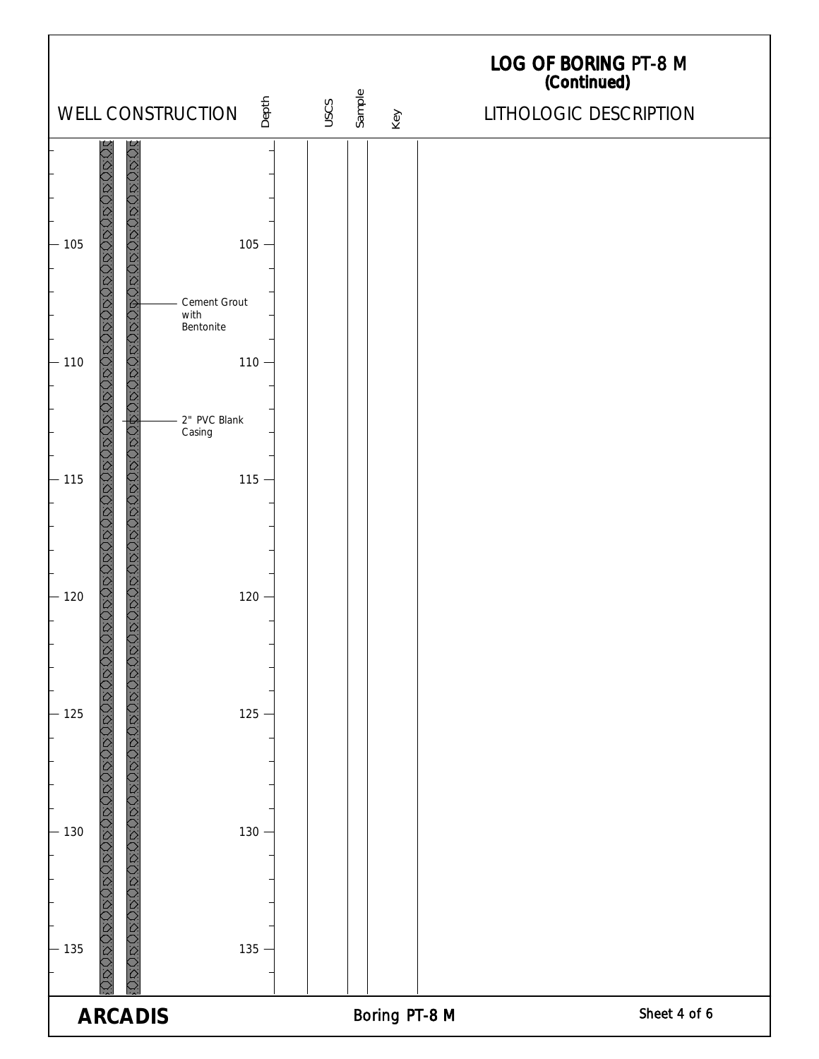# LOG OF BORING PT-8 M
**(Continued)**

| WELL CONSTRUCTION | Depth | USCS | Sample | Key | LITHOLOGIC DESCRIPTION |
|---|---|---|---|---|---|
| 105 | 105 | | | | |
| Cement Grout with Bentonite | | | | | |
| 110 | 110 | | | | |
| 2" PVC Blank Casing | | | | | |
| 115 | 115 | | | | |
| 120 | 120 | | | | |
| 125 | 125 | | | | |
| 130 | 130 | | | | |
| 135 | 135 | | | | |

**ARCADIS**

Boring PT-8 M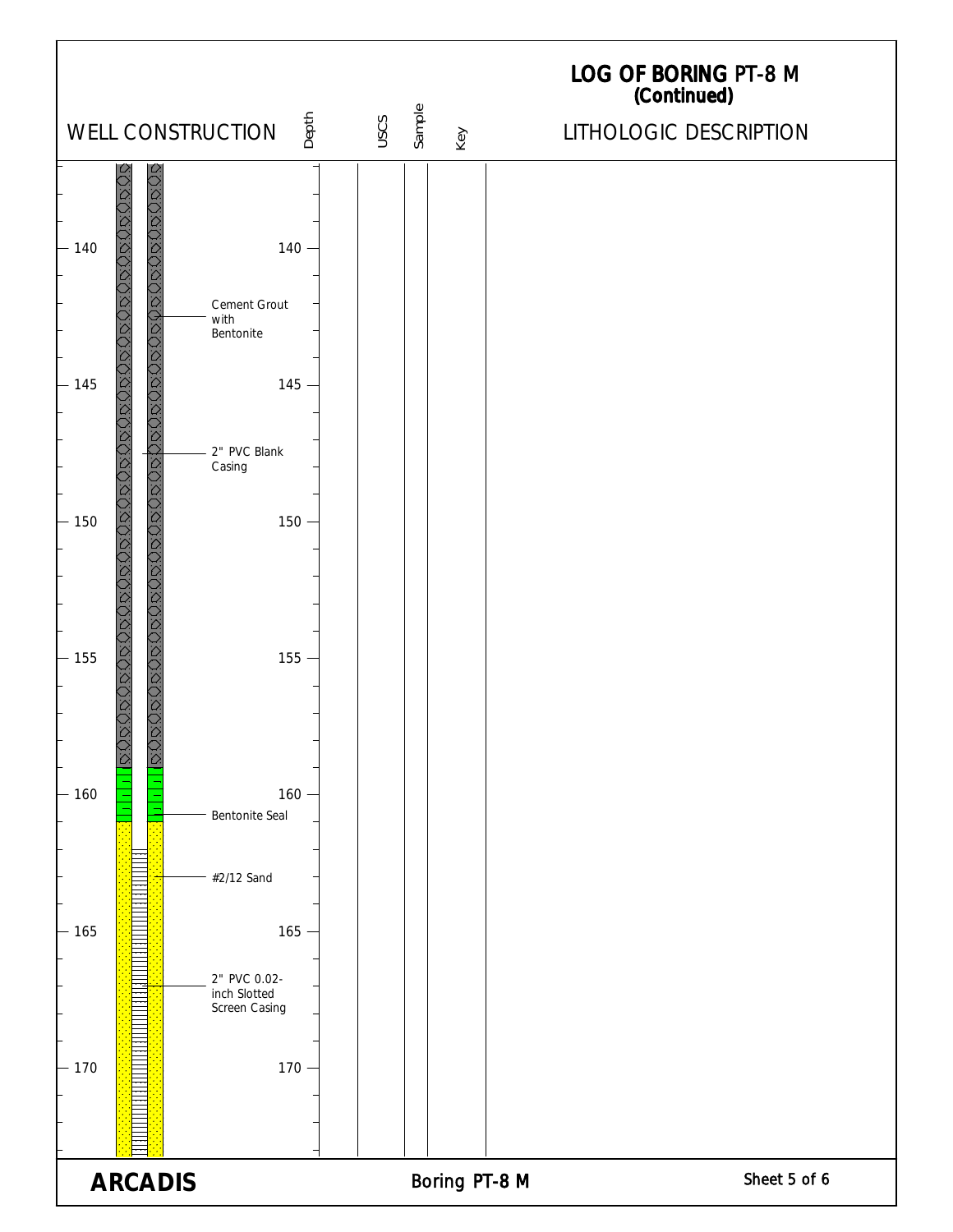# LOG OF BORING PT-8 M
## (Continued)

| WELL CONSTRUCTION | Depth | USCS | Sample | Key | LITHOLOGIC DESCRIPTION |
|---|---|---|---|---|---|
| | 140 | | | | |
| Cement Grout with Bentonite | | | | | |
| | 145 | | | | |
| 2" PVC Blank Casing | | | | | |
| | 150 | | | | |
| | 155 | | | | |
| | 160 | | | | |
| Bentonite Seal | | | | | |
| #2/12 Sand | | | | | |
| | 165 | | | | |
| 2" PVC 0.02-inch Slotted Screen Casing | | | | | |
| | 170 | | | | |

**ARCADIS**

Boring PT-8 M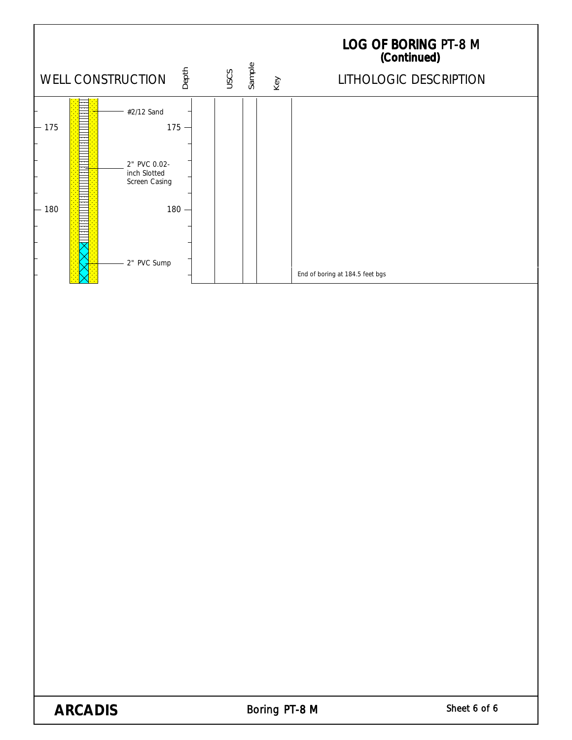# LOG OF BORING PT-8 M
## (Continued)

WELL CONSTRUCTION

Depth

USCS

Sample

Key

LITHOLOGIC DESCRIPTION

#2/12 Sand

175

2" PVC 0.02-inch Slotted Screen Casing

180

2" PVC Sump

End of boring at 184.5 feet bgs

ARCADIS

Boring PT-8 M